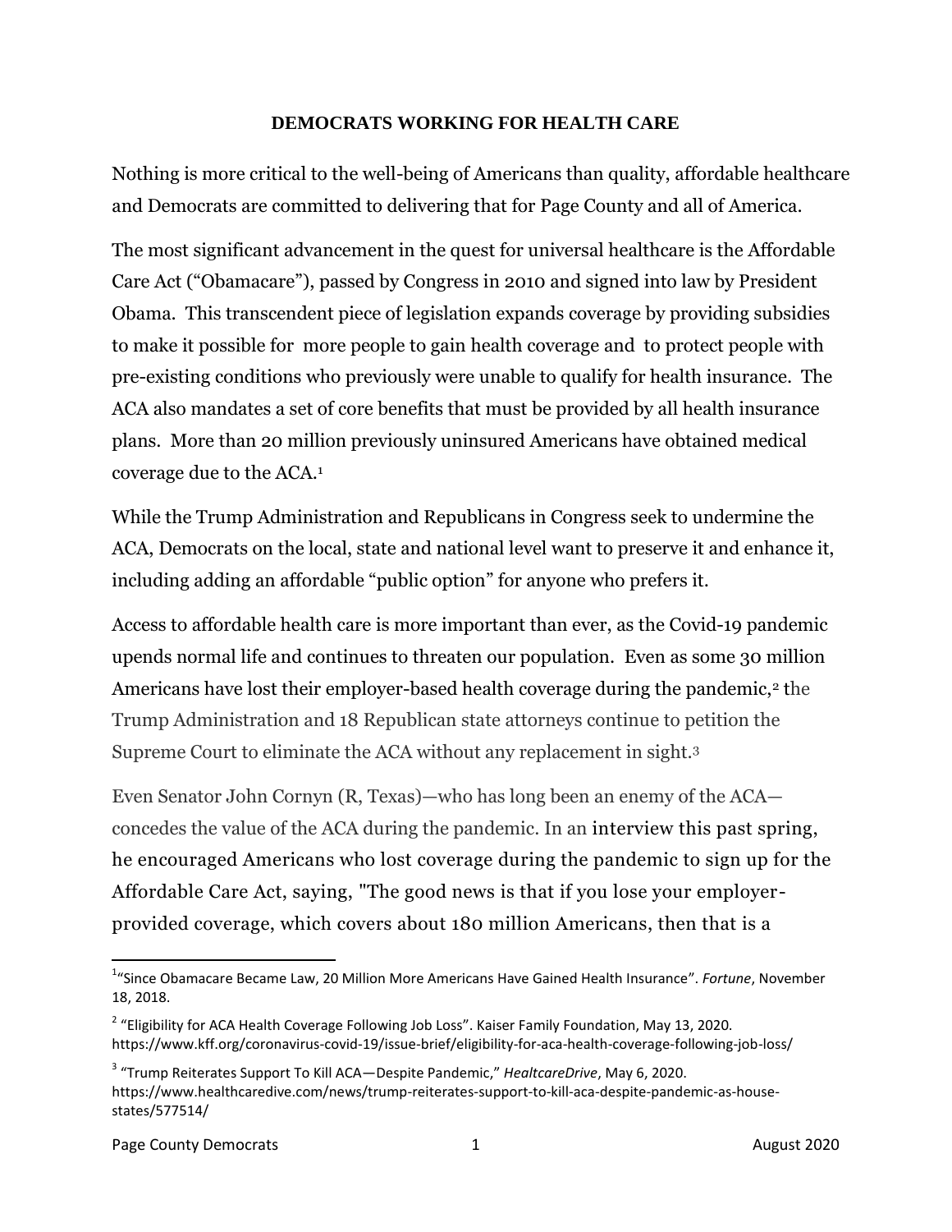**DEMOCRATS WORKING FOR HEALTH CARE**

Nothing is more critical to the well-being of Americans than quality, affordable healthcare and Democrats are committed to delivering that for Page County and all of America.

The most significant advancement in the quest for universal healthcare is the Affordable Care Act ("Obamacare"), passed by Congress in 2010 and signed into law by President Obama. This transcendent piece of legislation expands coverage by providing subsidies to make it possible for more people to gain health coverage and to protect people with pre-existing conditions who previously were unable to qualify for health insurance. The ACA also mandates a set of core benefits that must be provided by all health insurance plans. More than 20 million previously uninsured Americans have obtained medical coverage due to the ACA.[1]

While the Trump Administration and Republicans in Congress seek to undermine the ACA, Democrats on the local, state and national level want to preserve it and enhance it, including adding an affordable "public option" for anyone who prefers it.

Access to affordable health care is more important than ever, as the Covid-19 pandemic upends normal life and continues to threaten our population. Even as some 30 million Americans have lost their employer-based health coverage during the pandemic,[2] the Trump Administration and 18 Republican state attorneys continue to petition the Supreme Court to eliminate the ACA without any replacement in sight.[3]

Even Senator John Cornyn (R, Texas)—who has long been an enemy of the ACA—concedes the value of the ACA during the pandemic. In an interview this past spring, he encouraged Americans who lost coverage during the pandemic to sign up for the Affordable Care Act, saying, "The good news is that if you lose your employer-provided coverage, which covers about 180 million Americans, then that is a

---

[1] "Since Obamacare Became Law, 20 Million More Americans Have Gained Health Insurance". *Fortune*, November 18, 2018.

[2] "Eligibility for ACA Health Coverage Following Job Loss". Kaiser Family Foundation, May 13, 2020. https://www.kff.org/coronavirus-covid-19/issue-brief/eligibility-for-aca-health-coverage-following-job-loss/

[3] "Trump Reiterates Support To Kill ACA—Despite Pandemic," *HealtcareDrive*, May 6, 2020. https://www.healthcaredive.com/news/trump-reiterates-support-to-kill-aca-despite-pandemic-as-house-states/577514/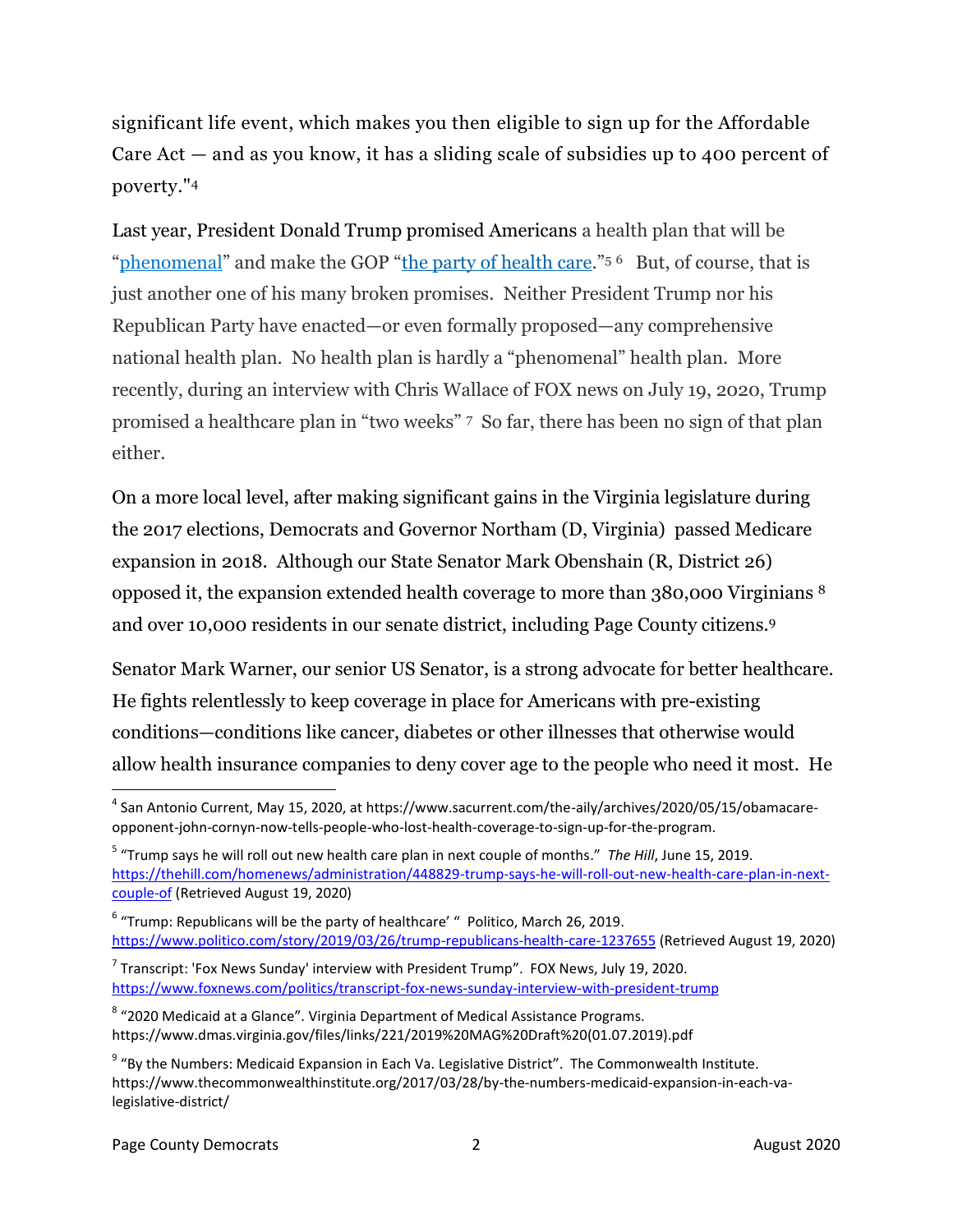significant life event, which makes you then eligible to sign up for the Affordable Care Act — and as you know, it has a sliding scale of subsidies up to 400 percent of poverty."[4]

Last year, President Donald Trump promised Americans a health plan that will be "[phenomenal](https://thehill.com/homenews/administration/448829-trump-says-he-will-roll-out-new-health-care-plan-in-next-couple-of)" and make the GOP "[the party of health care](https://www.politico.com/story/2019/03/26/trump-republicans-health-care-1237655)."[5] [6] But, of course, that is just another one of his many broken promises. Neither President Trump nor his Republican Party have enacted—or even formally proposed—any comprehensive national health plan. No health plan is hardly a "phenomenal" health plan. More recently, during an interview with Chris Wallace of FOX news on July 19, 2020, Trump promised a healthcare plan in "two weeks" [7] So far, there has been no sign of that plan either.

On a more local level, after making significant gains in the Virginia legislature during the 2017 elections, Democrats and Governor Northam (D, Virginia) passed Medicare expansion in 2018. Although our State Senator Mark Obenshain (R, District 26) opposed it, the expansion extended health coverage to more than 380,000 Virginians [8] and over 10,000 residents in our senate district, including Page County citizens.[9]

Senator Mark Warner, our senior US Senator, is a strong advocate for better healthcare. He fights relentlessly to keep coverage in place for Americans with pre-existing conditions—conditions like cancer, diabetes or other illnesses that otherwise would allow health insurance companies to deny cover age to the people who need it most. He

---

[4] San Antonio Current, May 15, 2020, at https://www.sacurrent.com/the-aily/archives/2020/05/15/obamacare-opponent-john-cornyn-now-tells-people-who-lost-health-coverage-to-sign-up-for-the-program.

[5] "Trump says he will roll out new health care plan in next couple of months." *The Hill*, June 15, 2019. https://thehill.com/homenews/administration/448829-trump-says-he-will-roll-out-new-health-care-plan-in-next-couple-of (Retrieved August 19, 2020)

[6] "Trump: Republicans will be the party of healthcare' " Politico, March 26, 2019. https://www.politico.com/story/2019/03/26/trump-republicans-health-care-1237655 (Retrieved August 19, 2020)

[7] Transcript: 'Fox News Sunday' interview with President Trump". FOX News, July 19, 2020. https://www.foxnews.com/politics/transcript-fox-news-sunday-interview-with-president-trump

[8] "2020 Medicaid at a Glance". Virginia Department of Medical Assistance Programs. https://www.dmas.virginia.gov/files/links/221/2019%20MAG%20Draft%20(01.07.2019).pdf

[9] "By the Numbers: Medicaid Expansion in Each Va. Legislative District". The Commonwealth Institute. https://www.thecommonwealthinstitute.org/2017/03/28/by-the-numbers-medicaid-expansion-in-each-va-legislative-district/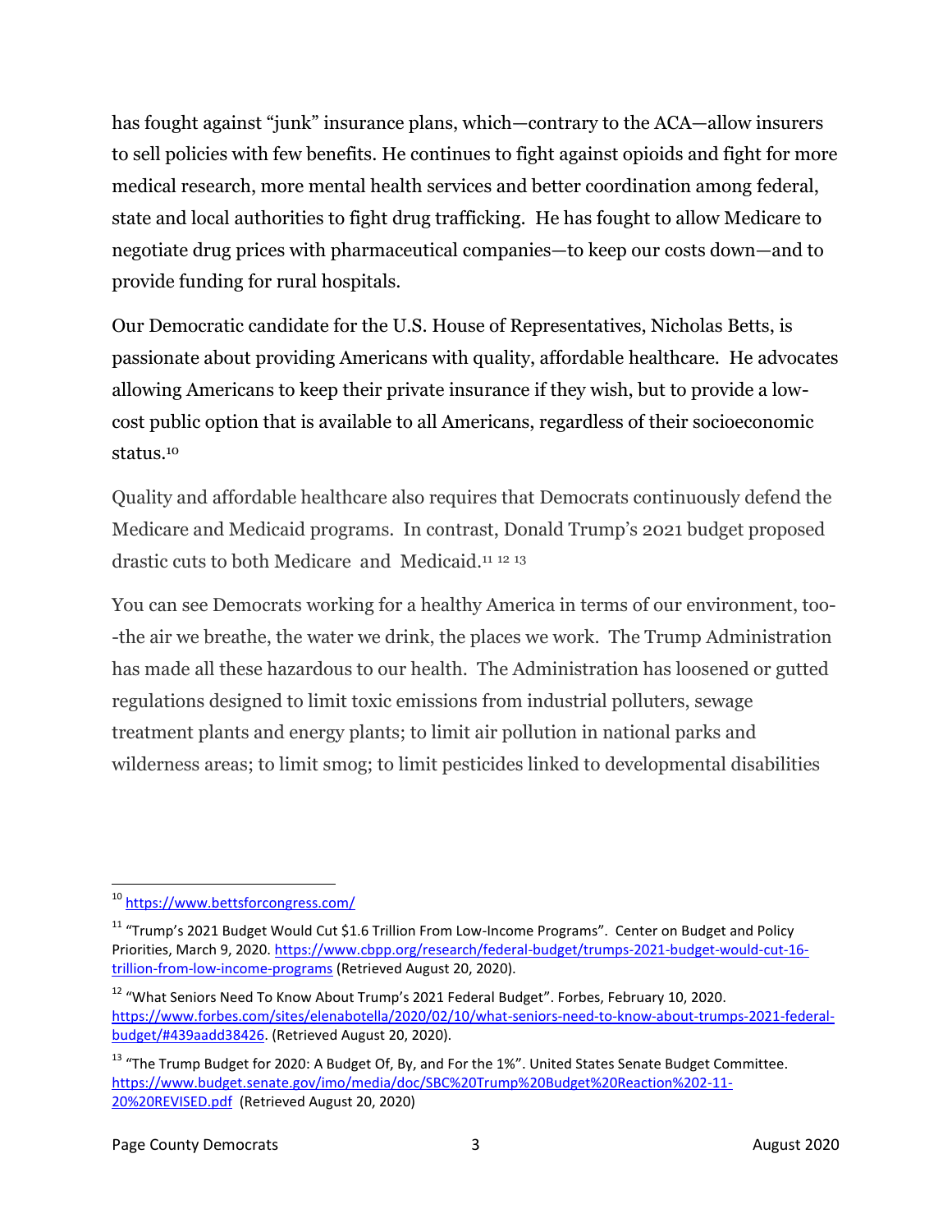has fought against "junk" insurance plans, which—contrary to the ACA—allow insurers to sell policies with few benefits. He continues to fight against opioids and fight for more medical research, more mental health services and better coordination among federal, state and local authorities to fight drug trafficking. He has fought to allow Medicare to negotiate drug prices with pharmaceutical companies—to keep our costs down—and to provide funding for rural hospitals.

Our Democratic candidate for the U.S. House of Representatives, Nicholas Betts, is passionate about providing Americans with quality, affordable healthcare. He advocates allowing Americans to keep their private insurance if they wish, but to provide a low-cost public option that is available to all Americans, regardless of their socioeconomic status.[10]

Quality and affordable healthcare also requires that Democrats continuously defend the Medicare and Medicaid programs. In contrast, Donald Trump's 2021 budget proposed drastic cuts to both Medicare and Medicaid.[11] [12] [13]

You can see Democrats working for a healthy America in terms of our environment, too--the air we breathe, the water we drink, the places we work. The Trump Administration has made all these hazardous to our health. The Administration has loosened or gutted regulations designed to limit toxic emissions from industrial polluters, sewage treatment plants and energy plants; to limit air pollution in national parks and wilderness areas; to limit smog; to limit pesticides linked to developmental disabilities

---

[10] https://www.bettsforcongress.com/

[11] "Trump's 2021 Budget Would Cut $1.6 Trillion From Low-Income Programs". Center on Budget and Policy Priorities, March 9, 2020. https://www.cbpp.org/research/federal-budget/trumps-2021-budget-would-cut-16-trillion-from-low-income-programs (Retrieved August 20, 2020).

[12] "What Seniors Need To Know About Trump's 2021 Federal Budget". Forbes, February 10, 2020. https://www.forbes.com/sites/elenabotella/2020/02/10/what-seniors-need-to-know-about-trumps-2021-federal-budget/#439aadd38426. (Retrieved August 20, 2020).

[13] "The Trump Budget for 2020: A Budget Of, By, and For the 1%". United States Senate Budget Committee. https://www.budget.senate.gov/imo/media/doc/SBC%20Trump%20Budget%20Reaction%202-11-20%20REVISED.pdf (Retrieved August 20, 2020)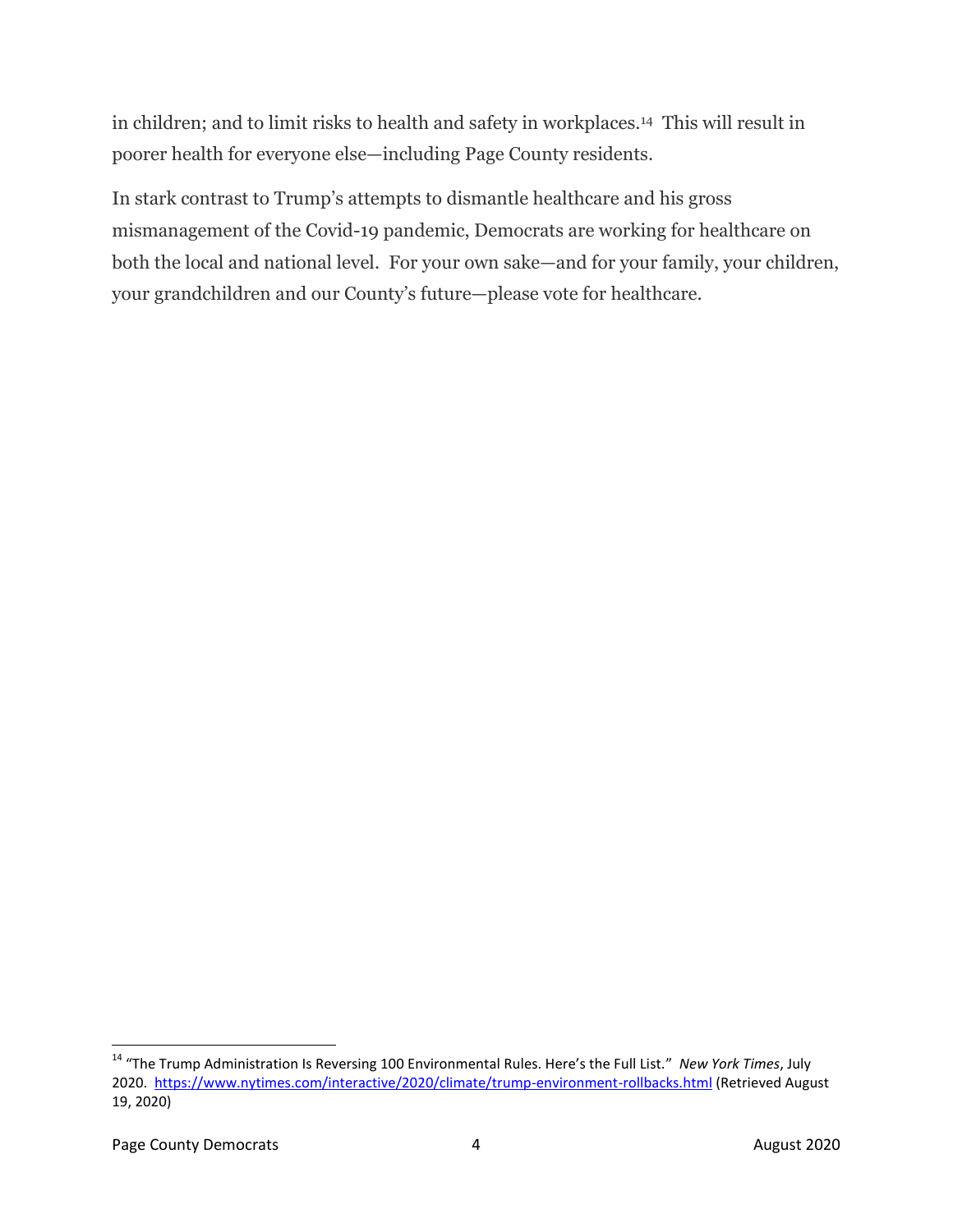in children; and to limit risks to health and safety in workplaces.[14] This will result in poorer health for everyone else—including Page County residents.

In stark contrast to Trump's attempts to dismantle healthcare and his gross mismanagement of the Covid-19 pandemic, Democrats are working for healthcare on both the local and national level. For your own sake—and for your family, your children, your grandchildren and our County's future—please vote for healthcare.

---

[14] "The Trump Administration Is Reversing 100 Environmental Rules. Here's the Full List." *New York Times*, July 2020. https://www.nytimes.com/interactive/2020/climate/trump-environment-rollbacks.html (Retrieved August 19, 2020)